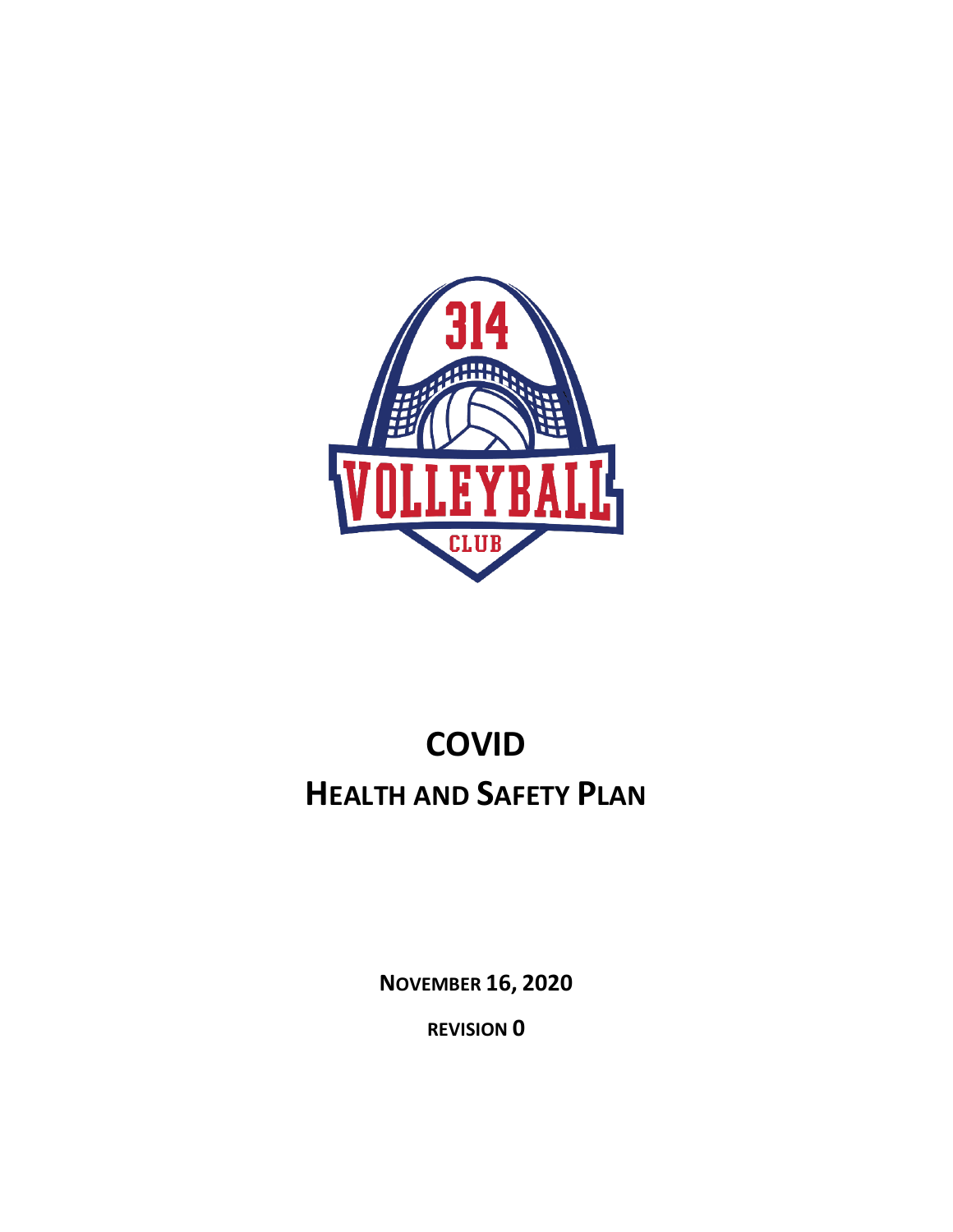# COVID
# HEALTH AND SAFETY PLAN

**NOVEMBER 16, 2020**

**REVISION 0**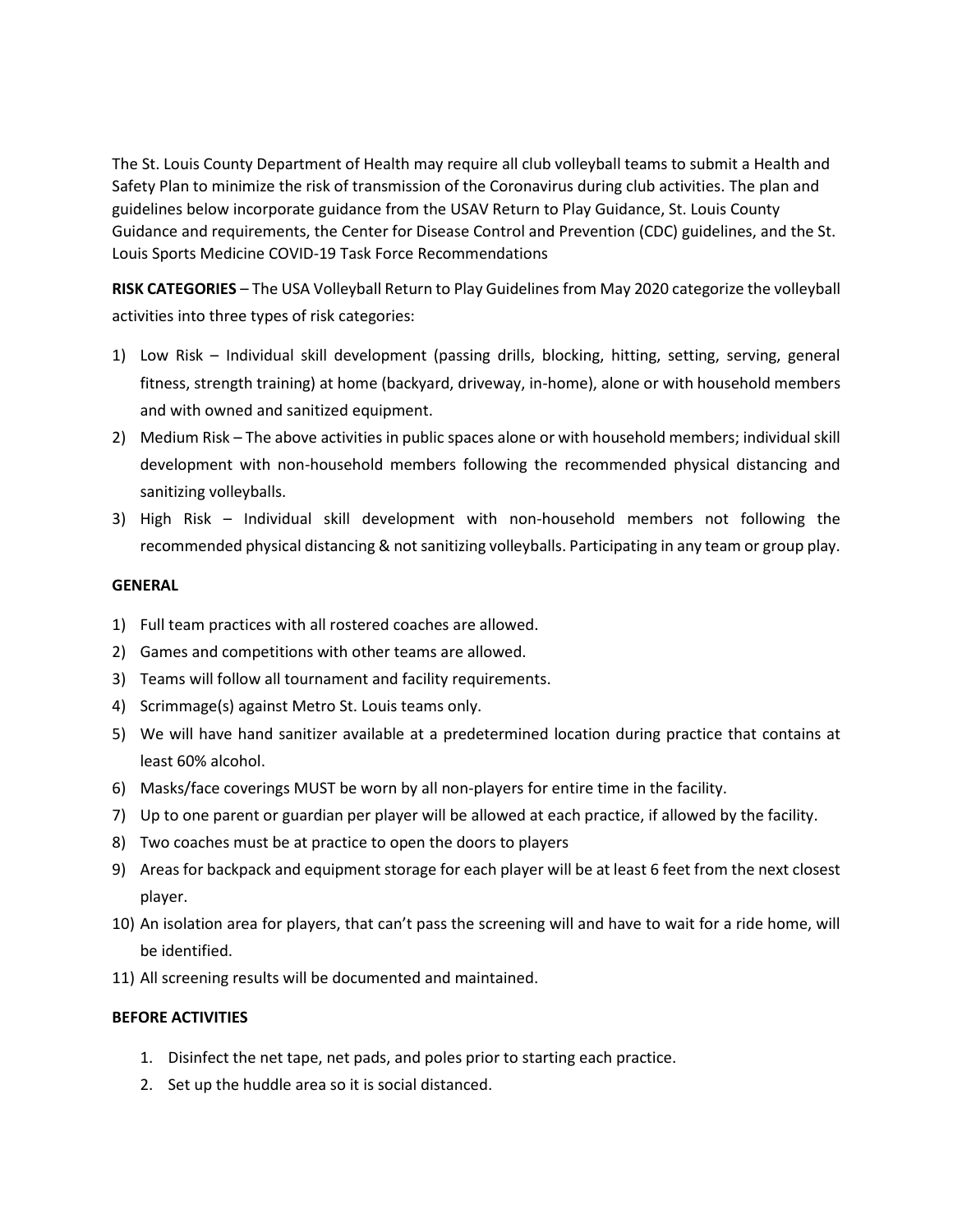The St. Louis County Department of Health may require all club volleyball teams to submit a Health and Safety Plan to minimize the risk of transmission of the Coronavirus during club activities. The plan and guidelines below incorporate guidance from the USAV Return to Play Guidance, St. Louis County Guidance and requirements, the Center for Disease Control and Prevention (CDC) guidelines, and the St. Louis Sports Medicine COVID-19 Task Force Recommendations

**RISK CATEGORIES** – The USA Volleyball Return to Play Guidelines from May 2020 categorize the volleyball activities into three types of risk categories:

1) Low Risk – Individual skill development (passing drills, blocking, hitting, setting, serving, general fitness, strength training) at home (backyard, driveway, in-home), alone or with household members and with owned and sanitized equipment.
2) Medium Risk – The above activities in public spaces alone or with household members; individual skill development with non-household members following the recommended physical distancing and sanitizing volleyballs.
3) High Risk – Individual skill development with non-household members not following the recommended physical distancing & not sanitizing volleyballs. Participating in any team or group play.

**GENERAL**

1) Full team practices with all rostered coaches are allowed.
2) Games and competitions with other teams are allowed.
3) Teams will follow all tournament and facility requirements.
4) Scrimmage(s) against Metro St. Louis teams only.
5) We will have hand sanitizer available at a predetermined location during practice that contains at least 60% alcohol.
6) Masks/face coverings MUST be worn by all non-players for entire time in the facility.
7) Up to one parent or guardian per player will be allowed at each practice, if allowed by the facility.
8) Two coaches must be at practice to open the doors to players
9) Areas for backpack and equipment storage for each player will be at least 6 feet from the next closest player.
10) An isolation area for players, that can't pass the screening will and have to wait for a ride home, will be identified.
11) All screening results will be documented and maintained.

**BEFORE ACTIVITIES**

1. Disinfect the net tape, net pads, and poles prior to starting each practice.
2. Set up the huddle area so it is social distanced.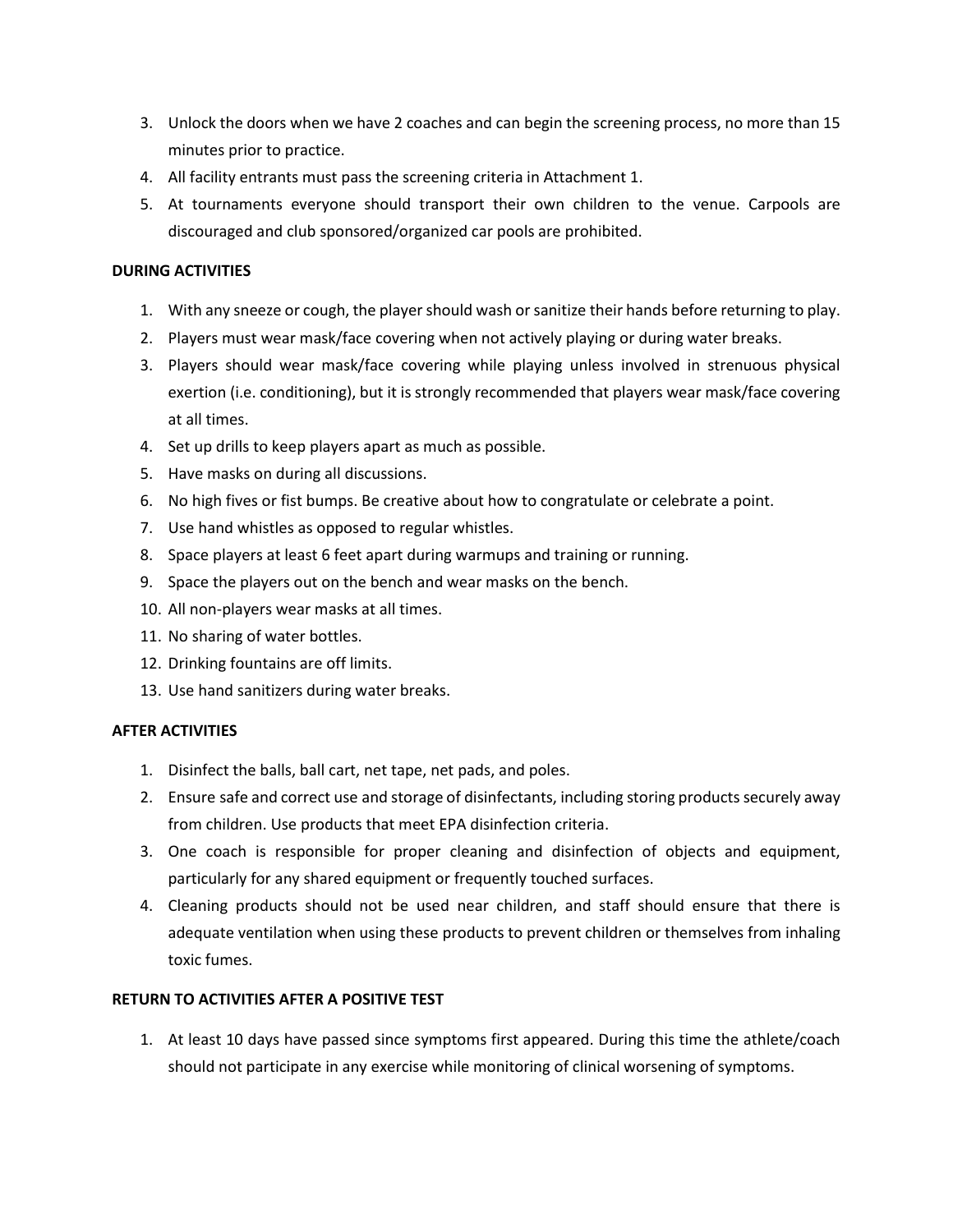3. Unlock the doors when we have 2 coaches and can begin the screening process, no more than 15 minutes prior to practice.
4. All facility entrants must pass the screening criteria in Attachment 1.
5. At tournaments everyone should transport their own children to the venue. Carpools are discouraged and club sponsored/organized car pools are prohibited.

**DURING ACTIVITIES**

1. With any sneeze or cough, the player should wash or sanitize their hands before returning to play.
2. Players must wear mask/face covering when not actively playing or during water breaks.
3. Players should wear mask/face covering while playing unless involved in strenuous physical exertion (i.e. conditioning), but it is strongly recommended that players wear mask/face covering at all times.
4. Set up drills to keep players apart as much as possible.
5. Have masks on during all discussions.
6. No high fives or fist bumps. Be creative about how to congratulate or celebrate a point.
7. Use hand whistles as opposed to regular whistles.
8. Space players at least 6 feet apart during warmups and training or running.
9. Space the players out on the bench and wear masks on the bench.
10. All non-players wear masks at all times.
11. No sharing of water bottles.
12. Drinking fountains are off limits.
13. Use hand sanitizers during water breaks.

**AFTER ACTIVITIES**

1. Disinfect the balls, ball cart, net tape, net pads, and poles.
2. Ensure safe and correct use and storage of disinfectants, including storing products securely away from children. Use products that meet EPA disinfection criteria.
3. One coach is responsible for proper cleaning and disinfection of objects and equipment, particularly for any shared equipment or frequently touched surfaces.
4. Cleaning products should not be used near children, and staff should ensure that there is adequate ventilation when using these products to prevent children or themselves from inhaling toxic fumes.

**RETURN TO ACTIVITIES AFTER A POSITIVE TEST**

1. At least 10 days have passed since symptoms first appeared. During this time the athlete/coach should not participate in any exercise while monitoring of clinical worsening of symptoms.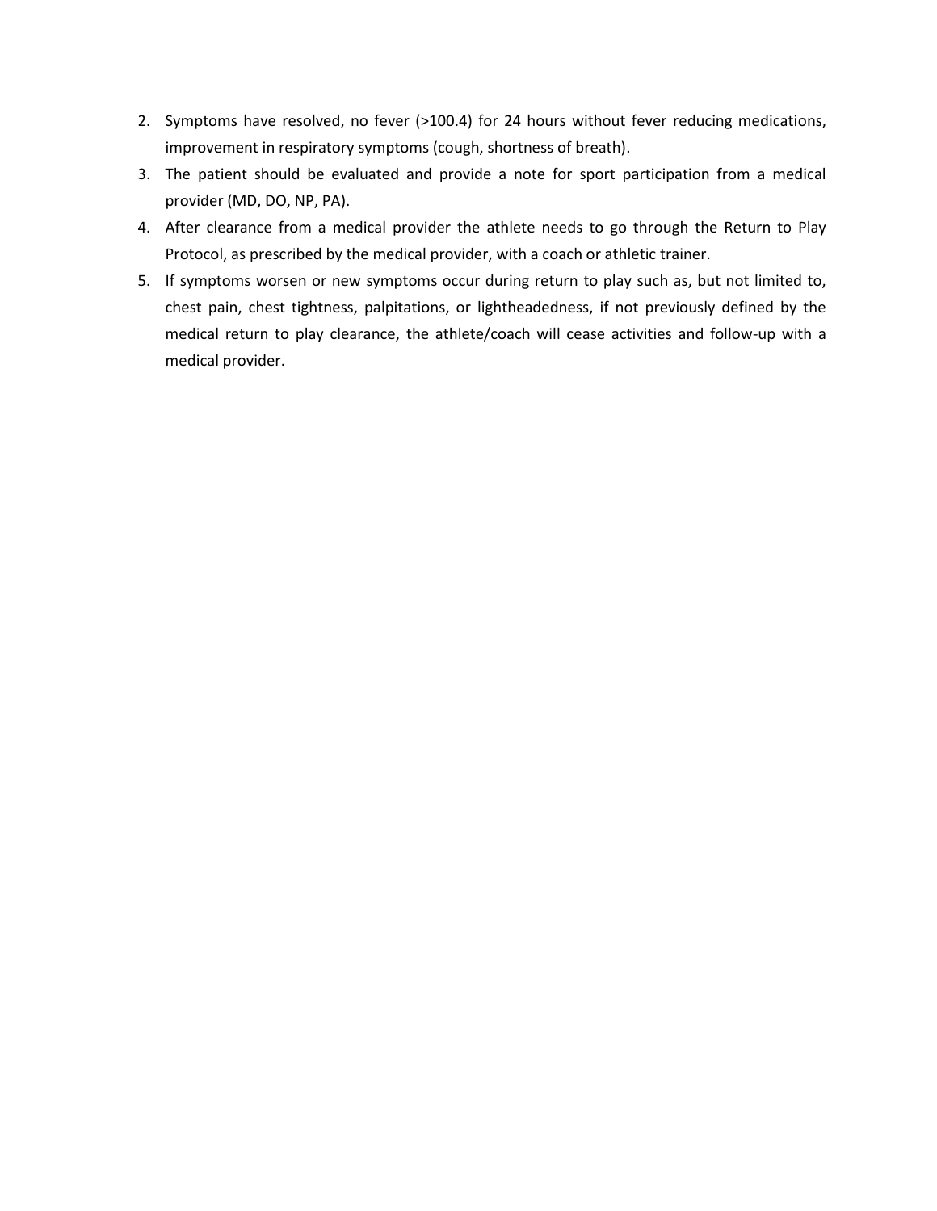2. Symptoms have resolved, no fever (>100.4) for 24 hours without fever reducing medications, improvement in respiratory symptoms (cough, shortness of breath).
3. The patient should be evaluated and provide a note for sport participation from a medical provider (MD, DO, NP, PA).
4. After clearance from a medical provider the athlete needs to go through the Return to Play Protocol, as prescribed by the medical provider, with a coach or athletic trainer.
5. If symptoms worsen or new symptoms occur during return to play such as, but not limited to, chest pain, chest tightness, palpitations, or lightheadedness, if not previously defined by the medical return to play clearance, the athlete/coach will cease activities and follow-up with a medical provider.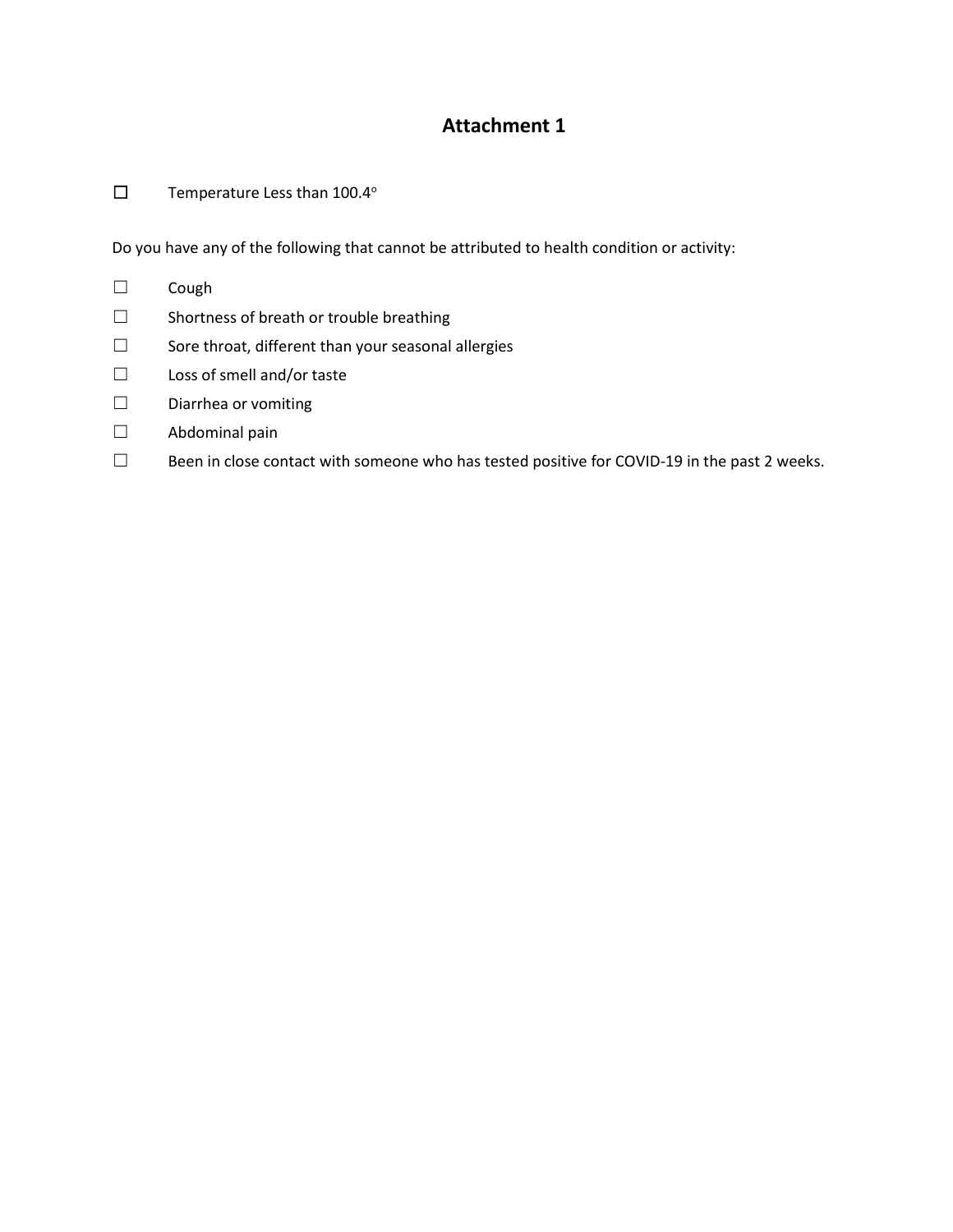# Attachment 1

☐ Temperature Less than 100.4°

Do you have any of the following that cannot be attributed to health condition or activity:

☐ Cough

☐ Shortness of breath or trouble breathing

☐ Sore throat, different than your seasonal allergies

☐ Loss of smell and/or taste

☐ Diarrhea or vomiting

☐ Abdominal pain

☐ Been in close contact with someone who has tested positive for COVID-19 in the past 2 weeks.